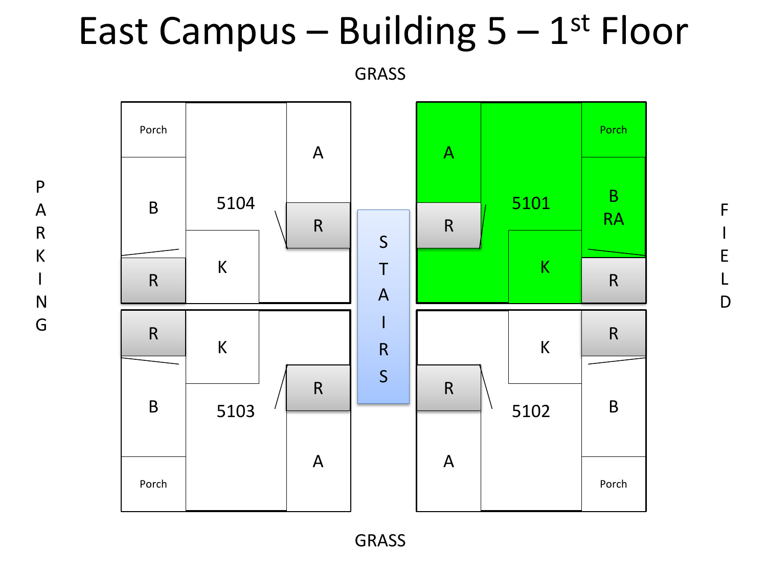# East Campus – Building 5 – 1st Floor

GRASS

PARKING

| | | | | | |
|---|---|---|---|---|---|
| Porch | 5104 | A | STAIRS | A | 5101 | Porch |
| B | | R | | R | | B RA |
| R | K | | | | K | R |
| R | K | R | | R | K | R |
| B | 5103 | A | | A | 5102 | B |
| Porch | | | | | | Porch |

FIELD

GRASS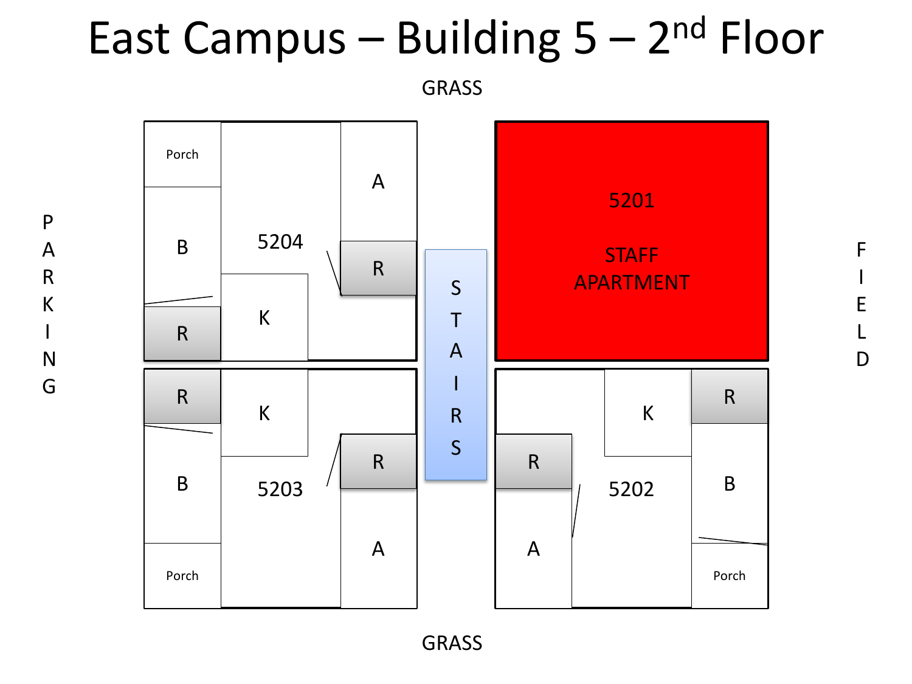# East Campus – Building 5 – 2nd Floor

GRASS

PARKING

FIELD

| | | |
|---|---|---|
| 5204 (Porch, B, R, K, A, R) | STAIRS | 5201 STAFF APARTMENT |
| 5203 (R, K, B, R, A, Porch) | | 5202 (K, R, R, B, A, Porch) |

GRASS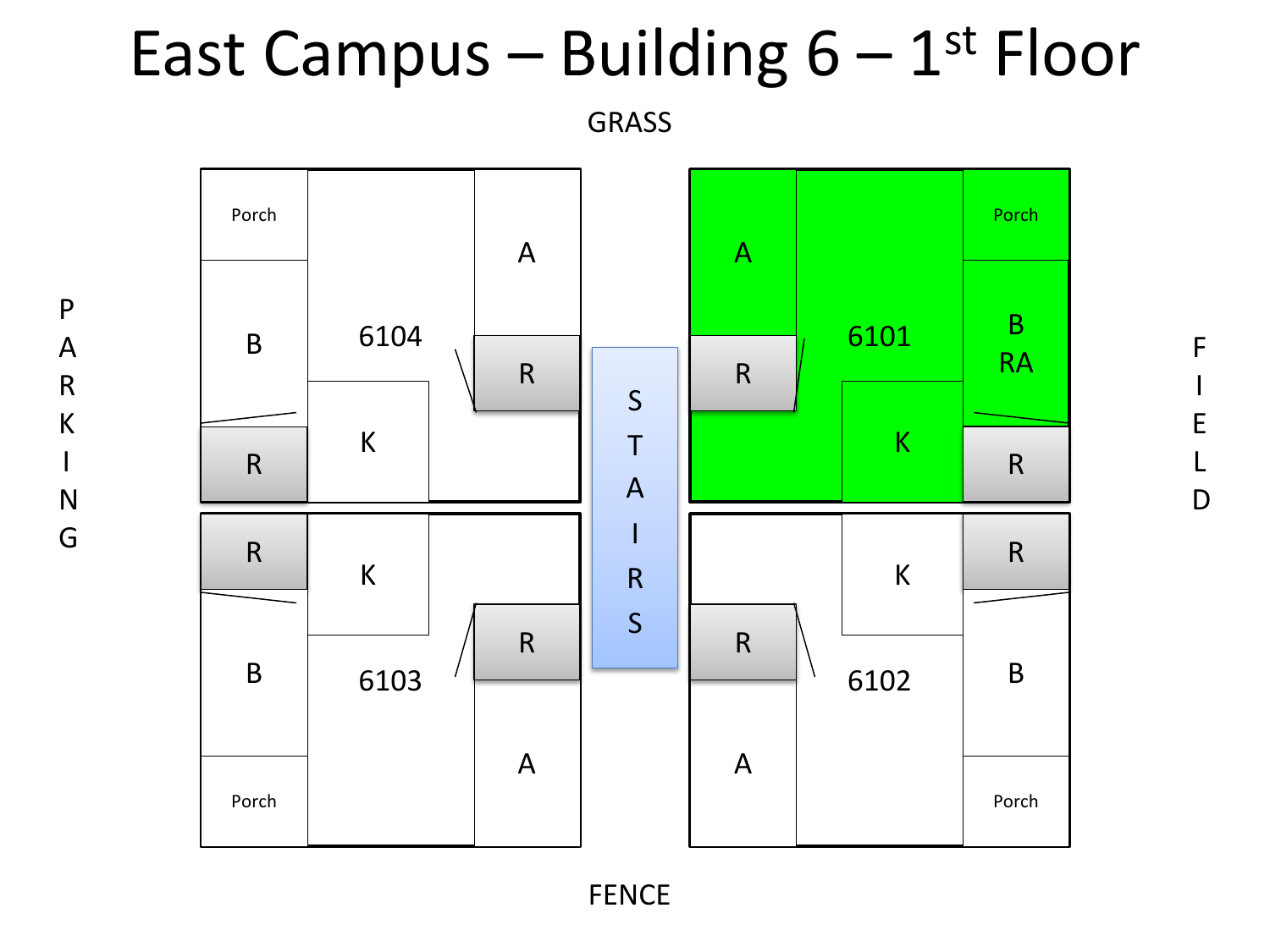# East Campus – Building 6 – 1st Floor

GRASS

PARKING

FIELD

FENCE

STAIRS

| 6104 | | 6101 |
|---|---|---|
| Porch, B, R, K, A, R | STAIRS | A, R, K, Porch, B RA, R |

| 6103 | | 6102 |
|---|---|---|
| R, K, B, Porch, R, A | STAIRS | K, R, R, B, A, Porch |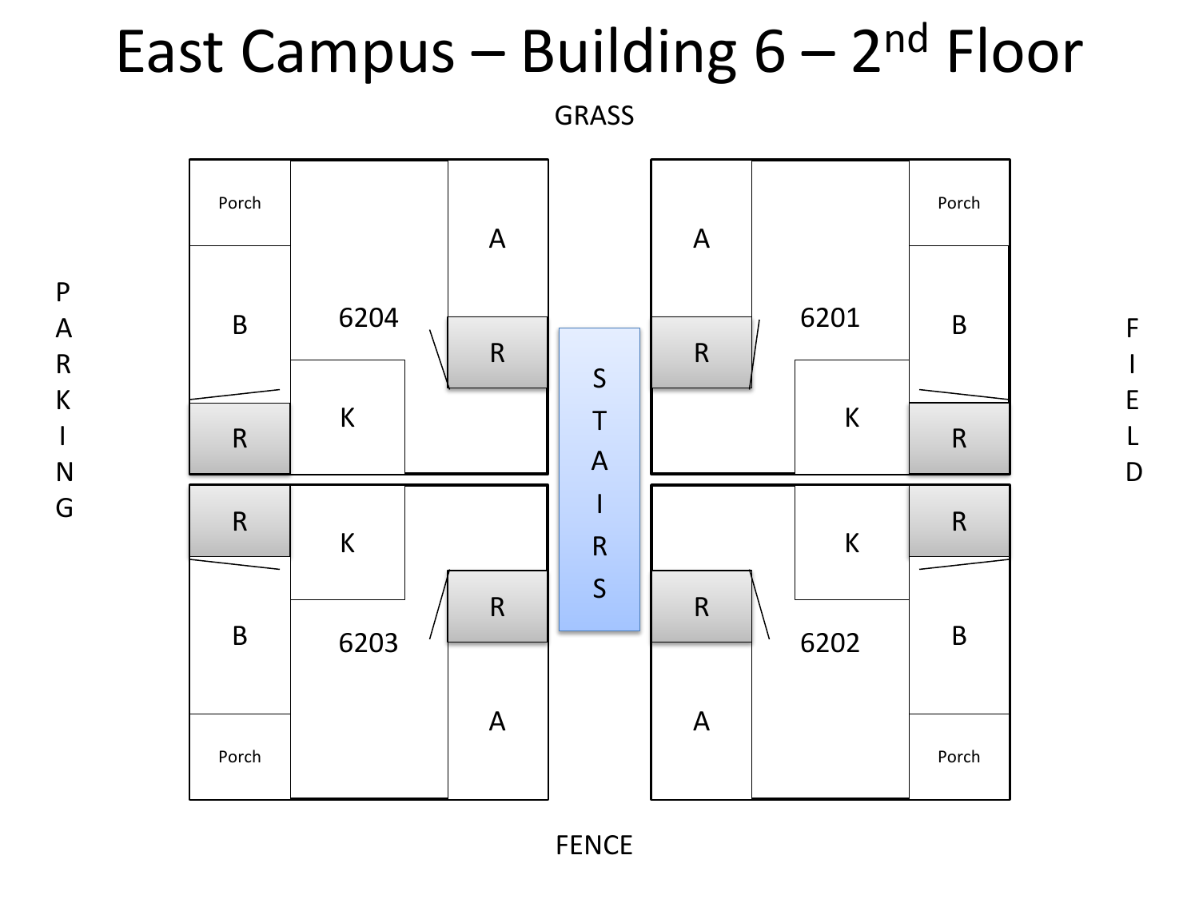# East Campus – Building 6 – 2nd Floor

GRASS

PARKING

FIELD

FENCE

STAIRS

6204

Porch

B

R

K

A

R

6201

A

R

K

Porch

B

R

6203

R

K

B

Porch

R

A

6202

K

R

B

Porch

R

A